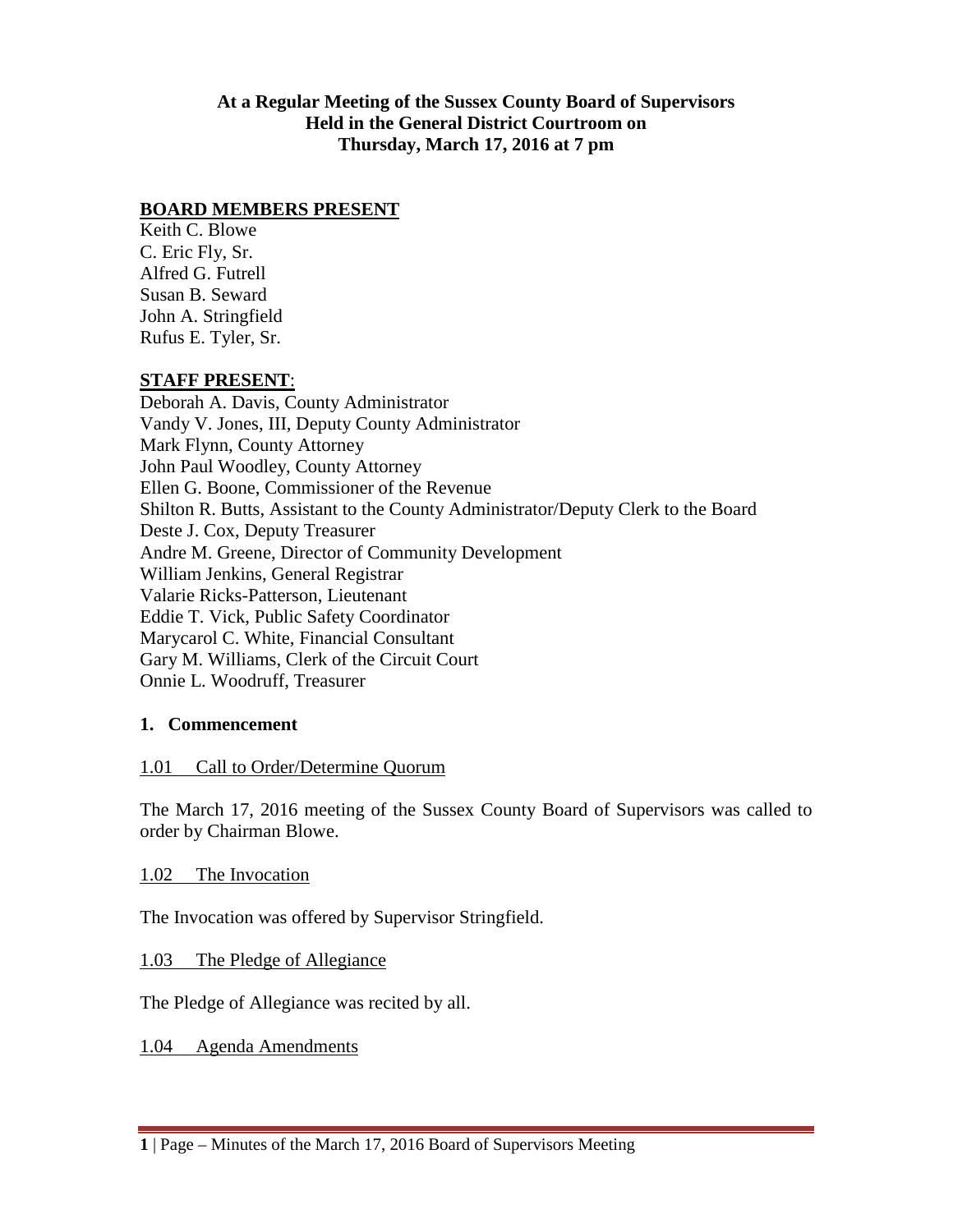**At a Regular Meeting of the Sussex County Board of Supervisors**
**Held in the General District Courtroom on**
**Thursday, March 17, 2016 at 7 pm**

**BOARD MEMBERS PRESENT**

Keith C. Blowe
C. Eric Fly, Sr.
Alfred G. Futrell
Susan B. Seward
John A. Stringfield
Rufus E. Tyler, Sr.

**STAFF PRESENT**:

Deborah A. Davis, County Administrator
Vandy V. Jones, III, Deputy County Administrator
Mark Flynn, County Attorney
John Paul Woodley, County Attorney
Ellen G. Boone, Commissioner of the Revenue
Shilton R. Butts, Assistant to the County Administrator/Deputy Clerk to the Board
Deste J. Cox, Deputy Treasurer
Andre M. Greene, Director of Community Development
William Jenkins, General Registrar
Valarie Ricks-Patterson, Lieutenant
Eddie T. Vick, Public Safety Coordinator
Marycarol C. White, Financial Consultant
Gary M. Williams, Clerk of the Circuit Court
Onnie L. Woodruff, Treasurer

## 1. Commencement

1.01 Call to Order/Determine Quorum

The March 17, 2016 meeting of the Sussex County Board of Supervisors was called to order by Chairman Blowe.

1.02 The Invocation

The Invocation was offered by Supervisor Stringfield.

1.03 The Pledge of Allegiance

The Pledge of Allegiance was recited by all.

1.04 Agenda Amendments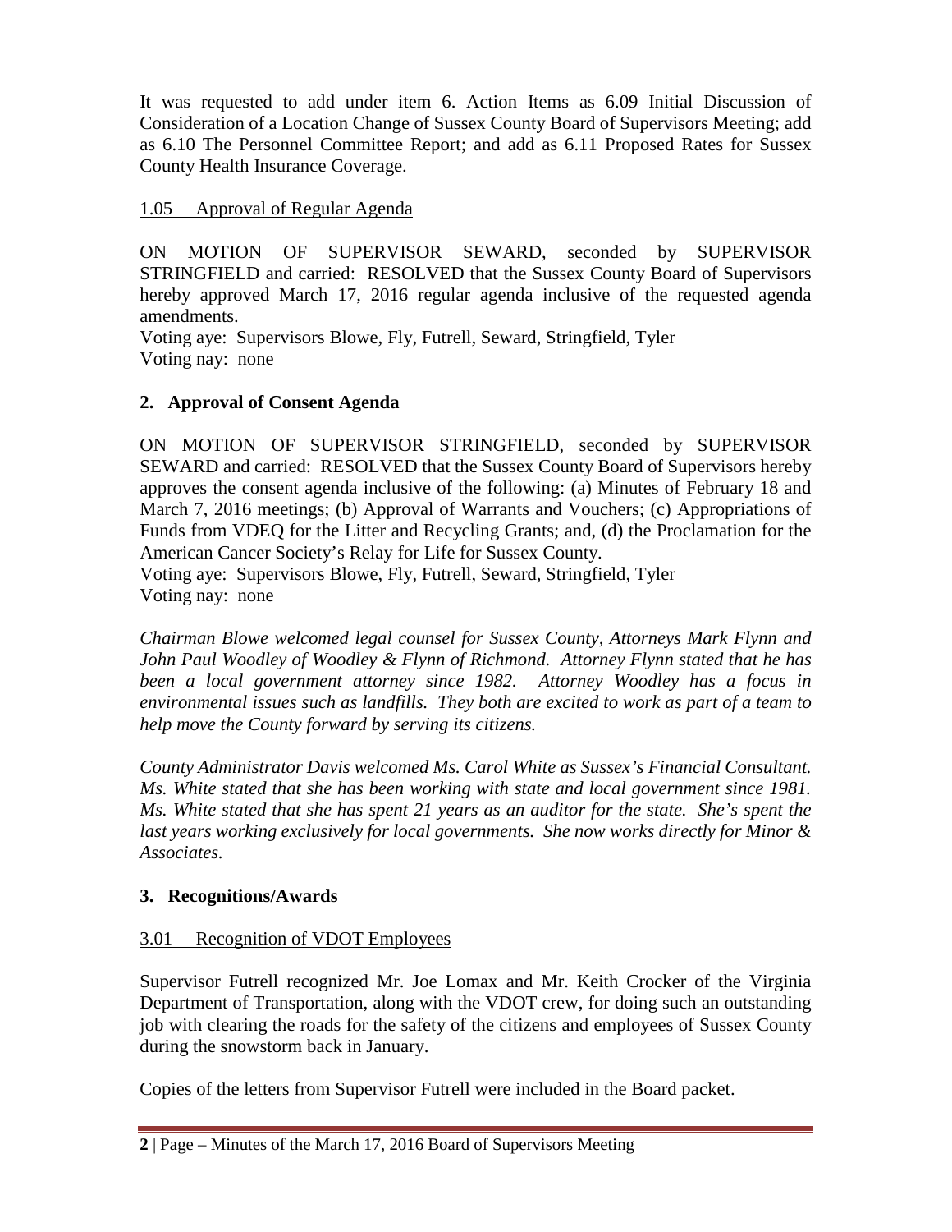It was requested to add under item 6. Action Items as 6.09 Initial Discussion of Consideration of a Location Change of Sussex County Board of Supervisors Meeting; add as 6.10 The Personnel Committee Report; and add as 6.11 Proposed Rates for Sussex County Health Insurance Coverage.

1.05 Approval of Regular Agenda

ON MOTION OF SUPERVISOR SEWARD, seconded by SUPERVISOR STRINGFIELD and carried: RESOLVED that the Sussex County Board of Supervisors hereby approved March 17, 2016 regular agenda inclusive of the requested agenda amendments.
Voting aye: Supervisors Blowe, Fly, Futrell, Seward, Stringfield, Tyler
Voting nay: none

## 2. Approval of Consent Agenda

ON MOTION OF SUPERVISOR STRINGFIELD, seconded by SUPERVISOR SEWARD and carried: RESOLVED that the Sussex County Board of Supervisors hereby approves the consent agenda inclusive of the following: (a) Minutes of February 18 and March 7, 2016 meetings; (b) Approval of Warrants and Vouchers; (c) Appropriations of Funds from VDEQ for the Litter and Recycling Grants; and, (d) the Proclamation for the American Cancer Society's Relay for Life for Sussex County.
Voting aye: Supervisors Blowe, Fly, Futrell, Seward, Stringfield, Tyler
Voting nay: none

*Chairman Blowe welcomed legal counsel for Sussex County, Attorneys Mark Flynn and John Paul Woodley of Woodley & Flynn of Richmond. Attorney Flynn stated that he has been a local government attorney since 1982. Attorney Woodley has a focus in environmental issues such as landfills. They both are excited to work as part of a team to help move the County forward by serving its citizens.*

*County Administrator Davis welcomed Ms. Carol White as Sussex's Financial Consultant. Ms. White stated that she has been working with state and local government since 1981. Ms. White stated that she has spent 21 years as an auditor for the state. She's spent the last years working exclusively for local governments. She now works directly for Minor & Associates.*

## 3. Recognitions/Awards

3.01 Recognition of VDOT Employees

Supervisor Futrell recognized Mr. Joe Lomax and Mr. Keith Crocker of the Virginia Department of Transportation, along with the VDOT crew, for doing such an outstanding job with clearing the roads for the safety of the citizens and employees of Sussex County during the snowstorm back in January.

Copies of the letters from Supervisor Futrell were included in the Board packet.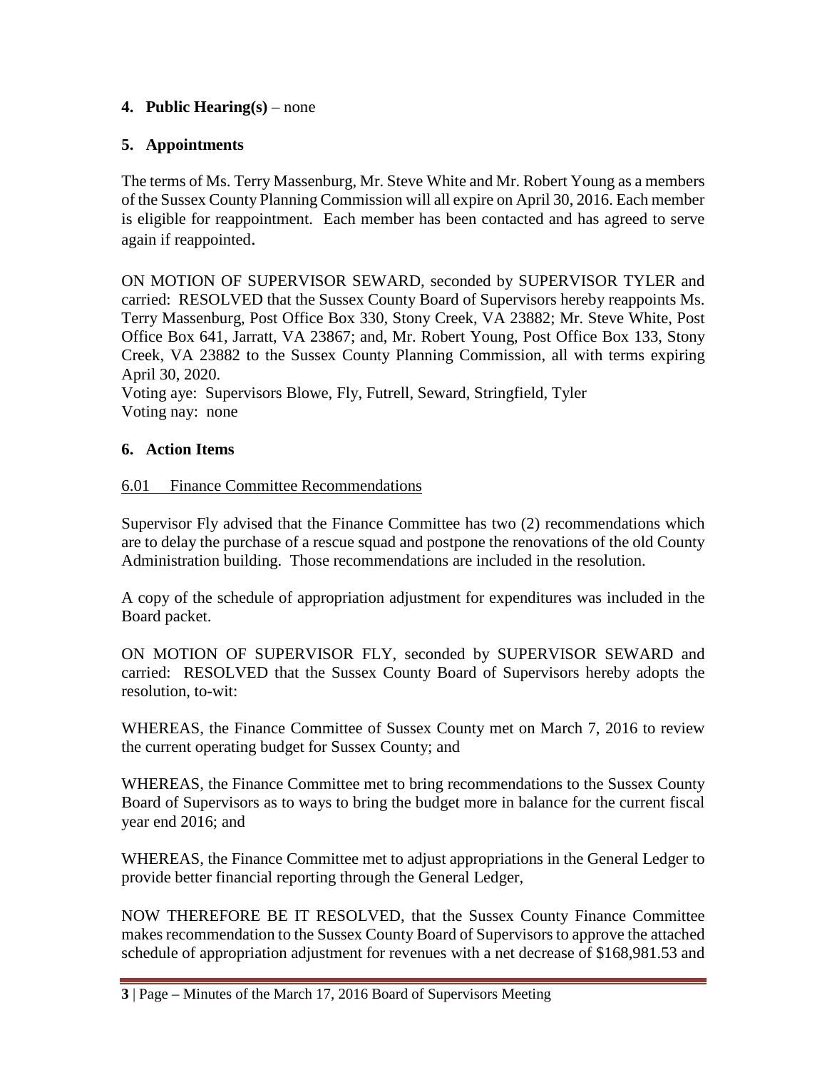**4. Public Hearing(s)** – none

**5. Appointments**

The terms of Ms. Terry Massenburg, Mr. Steve White and Mr. Robert Young as a members of the Sussex County Planning Commission will all expire on April 30, 2016. Each member is eligible for reappointment. Each member has been contacted and has agreed to serve again if reappointed.

ON MOTION OF SUPERVISOR SEWARD, seconded by SUPERVISOR TYLER and carried: RESOLVED that the Sussex County Board of Supervisors hereby reappoints Ms. Terry Massenburg, Post Office Box 330, Stony Creek, VA 23882; Mr. Steve White, Post Office Box 641, Jarratt, VA 23867; and, Mr. Robert Young, Post Office Box 133, Stony Creek, VA 23882 to the Sussex County Planning Commission, all with terms expiring April 30, 2020.
Voting aye: Supervisors Blowe, Fly, Futrell, Seward, Stringfield, Tyler
Voting nay: none

**6. Action Items**

6.01 Finance Committee Recommendations

Supervisor Fly advised that the Finance Committee has two (2) recommendations which are to delay the purchase of a rescue squad and postpone the renovations of the old County Administration building. Those recommendations are included in the resolution.

A copy of the schedule of appropriation adjustment for expenditures was included in the Board packet.

ON MOTION OF SUPERVISOR FLY, seconded by SUPERVISOR SEWARD and carried: RESOLVED that the Sussex County Board of Supervisors hereby adopts the resolution, to-wit:

WHEREAS, the Finance Committee of Sussex County met on March 7, 2016 to review the current operating budget for Sussex County; and

WHEREAS, the Finance Committee met to bring recommendations to the Sussex County Board of Supervisors as to ways to bring the budget more in balance for the current fiscal year end 2016; and

WHEREAS, the Finance Committee met to adjust appropriations in the General Ledger to provide better financial reporting through the General Ledger,

NOW THEREFORE BE IT RESOLVED, that the Sussex County Finance Committee makes recommendation to the Sussex County Board of Supervisors to approve the attached schedule of appropriation adjustment for revenues with a net decrease of $168,981.53 and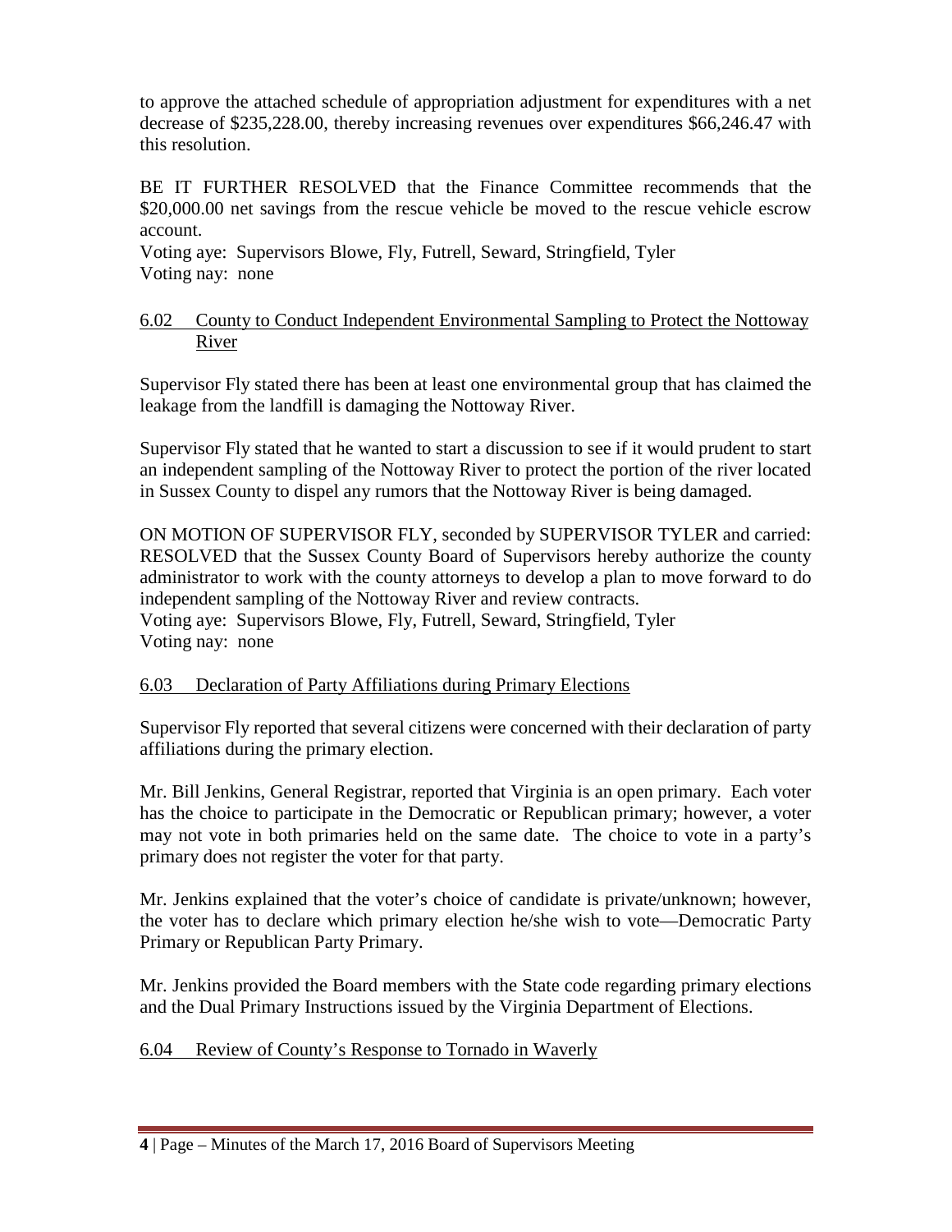to approve the attached schedule of appropriation adjustment for expenditures with a net decrease of $235,228.00, thereby increasing revenues over expenditures $66,246.47 with this resolution.

BE IT FURTHER RESOLVED that the Finance Committee recommends that the $20,000.00 net savings from the rescue vehicle be moved to the rescue vehicle escrow account.
Voting aye: Supervisors Blowe, Fly, Futrell, Seward, Stringfield, Tyler
Voting nay: none

## 6.02 County to Conduct Independent Environmental Sampling to Protect the Nottoway River

Supervisor Fly stated there has been at least one environmental group that has claimed the leakage from the landfill is damaging the Nottoway River.

Supervisor Fly stated that he wanted to start a discussion to see if it would prudent to start an independent sampling of the Nottoway River to protect the portion of the river located in Sussex County to dispel any rumors that the Nottoway River is being damaged.

ON MOTION OF SUPERVISOR FLY, seconded by SUPERVISOR TYLER and carried: RESOLVED that the Sussex County Board of Supervisors hereby authorize the county administrator to work with the county attorneys to develop a plan to move forward to do independent sampling of the Nottoway River and review contracts.
Voting aye: Supervisors Blowe, Fly, Futrell, Seward, Stringfield, Tyler
Voting nay: none

## 6.03 Declaration of Party Affiliations during Primary Elections

Supervisor Fly reported that several citizens were concerned with their declaration of party affiliations during the primary election.

Mr. Bill Jenkins, General Registrar, reported that Virginia is an open primary. Each voter has the choice to participate in the Democratic or Republican primary; however, a voter may not vote in both primaries held on the same date. The choice to vote in a party's primary does not register the voter for that party.

Mr. Jenkins explained that the voter's choice of candidate is private/unknown; however, the voter has to declare which primary election he/she wish to vote—Democratic Party Primary or Republican Party Primary.

Mr. Jenkins provided the Board members with the State code regarding primary elections and the Dual Primary Instructions issued by the Virginia Department of Elections.

## 6.04 Review of County's Response to Tornado in Waverly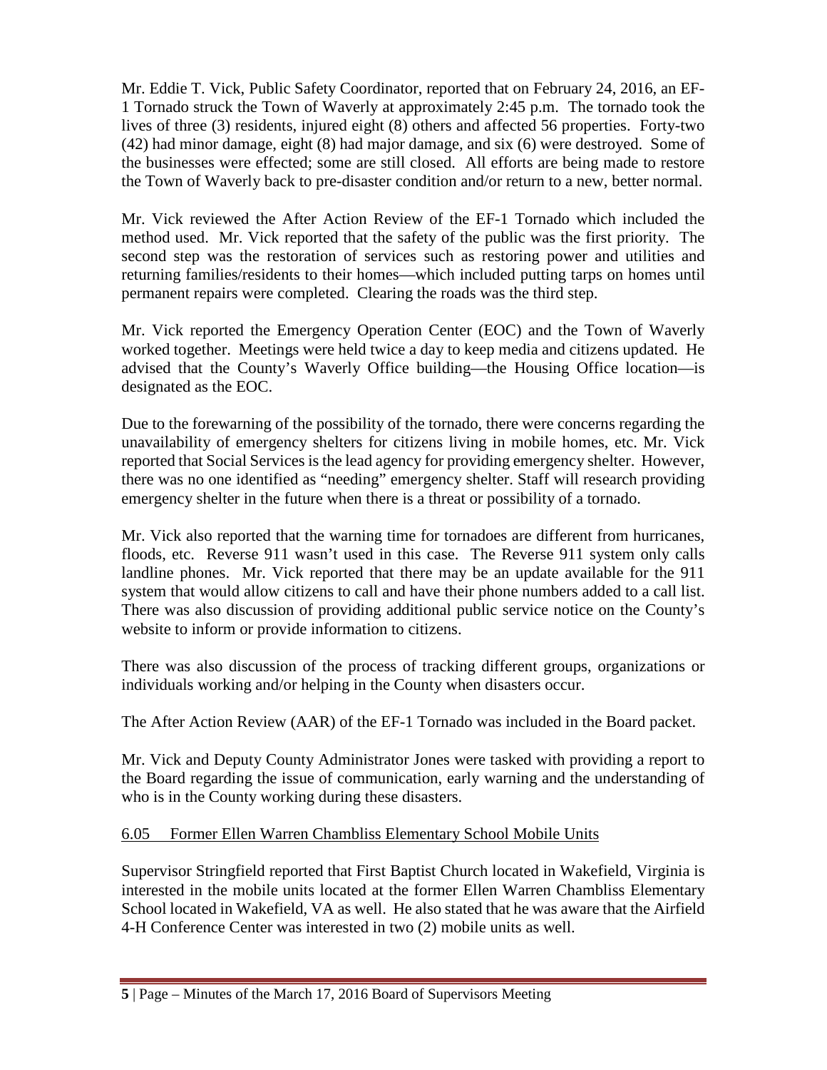Mr. Eddie T. Vick, Public Safety Coordinator, reported that on February 24, 2016, an EF-1 Tornado struck the Town of Waverly at approximately 2:45 p.m. The tornado took the lives of three (3) residents, injured eight (8) others and affected 56 properties. Forty-two (42) had minor damage, eight (8) had major damage, and six (6) were destroyed. Some of the businesses were effected; some are still closed. All efforts are being made to restore the Town of Waverly back to pre-disaster condition and/or return to a new, better normal.

Mr. Vick reviewed the After Action Review of the EF-1 Tornado which included the method used. Mr. Vick reported that the safety of the public was the first priority. The second step was the restoration of services such as restoring power and utilities and returning families/residents to their homes—which included putting tarps on homes until permanent repairs were completed. Clearing the roads was the third step.

Mr. Vick reported the Emergency Operation Center (EOC) and the Town of Waverly worked together. Meetings were held twice a day to keep media and citizens updated. He advised that the County's Waverly Office building—the Housing Office location—is designated as the EOC.

Due to the forewarning of the possibility of the tornado, there were concerns regarding the unavailability of emergency shelters for citizens living in mobile homes, etc. Mr. Vick reported that Social Services is the lead agency for providing emergency shelter. However, there was no one identified as "needing" emergency shelter. Staff will research providing emergency shelter in the future when there is a threat or possibility of a tornado.

Mr. Vick also reported that the warning time for tornadoes are different from hurricanes, floods, etc. Reverse 911 wasn't used in this case. The Reverse 911 system only calls landline phones. Mr. Vick reported that there may be an update available for the 911 system that would allow citizens to call and have their phone numbers added to a call list. There was also discussion of providing additional public service notice on the County's website to inform or provide information to citizens.

There was also discussion of the process of tracking different groups, organizations or individuals working and/or helping in the County when disasters occur.

The After Action Review (AAR) of the EF-1 Tornado was included in the Board packet.

Mr. Vick and Deputy County Administrator Jones were tasked with providing a report to the Board regarding the issue of communication, early warning and the understanding of who is in the County working during these disasters.

## 6.05 Former Ellen Warren Chambliss Elementary School Mobile Units

Supervisor Stringfield reported that First Baptist Church located in Wakefield, Virginia is interested in the mobile units located at the former Ellen Warren Chambliss Elementary School located in Wakefield, VA as well. He also stated that he was aware that the Airfield 4-H Conference Center was interested in two (2) mobile units as well.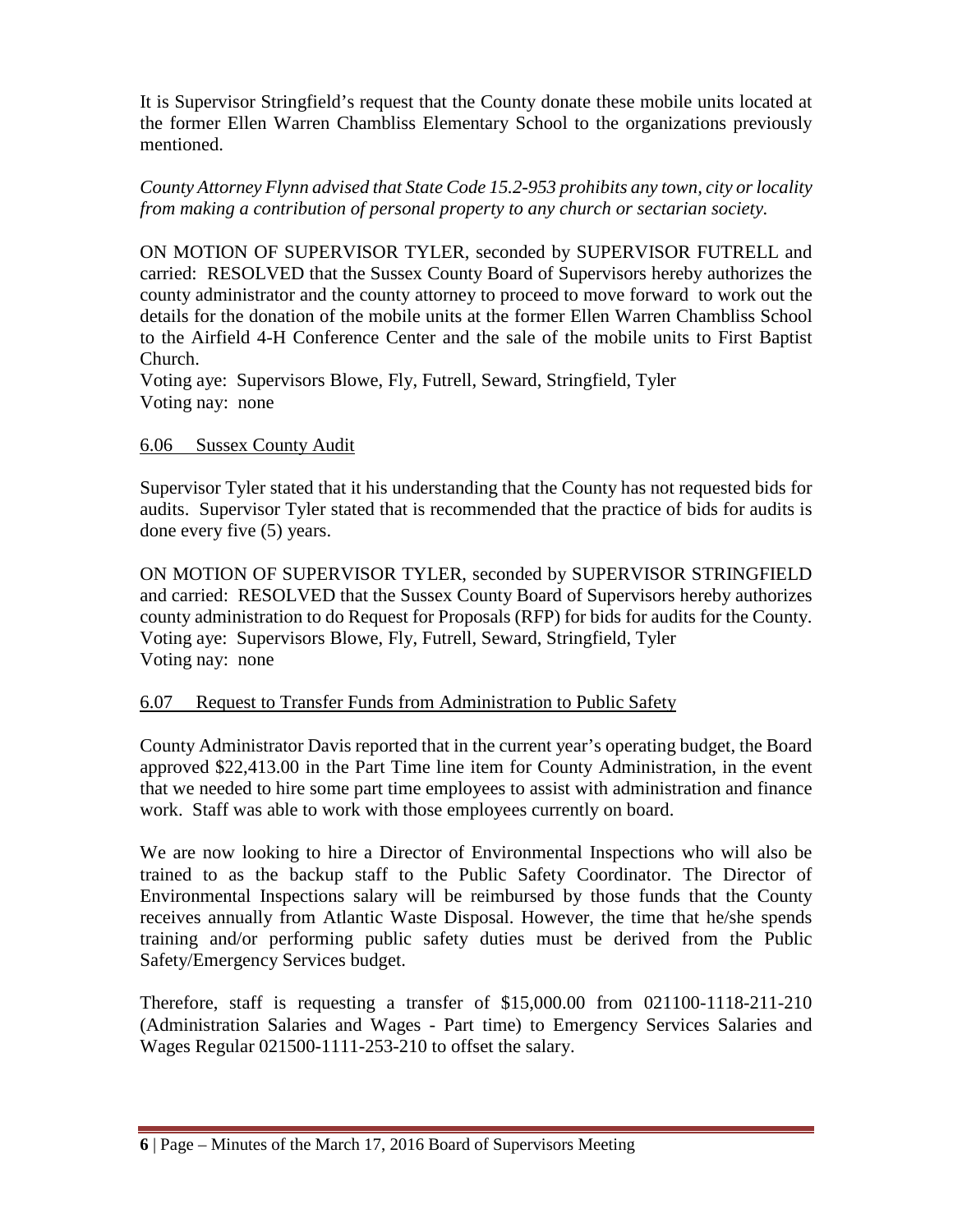It is Supervisor Stringfield's request that the County donate these mobile units located at the former Ellen Warren Chambliss Elementary School to the organizations previously mentioned.

*County Attorney Flynn advised that State Code 15.2-953 prohibits any town, city or locality from making a contribution of personal property to any church or sectarian society.*

ON MOTION OF SUPERVISOR TYLER, seconded by SUPERVISOR FUTRELL and carried: RESOLVED that the Sussex County Board of Supervisors hereby authorizes the county administrator and the county attorney to proceed to move forward to work out the details for the donation of the mobile units at the former Ellen Warren Chambliss School to the Airfield 4-H Conference Center and the sale of the mobile units to First Baptist Church.
Voting aye: Supervisors Blowe, Fly, Futrell, Seward, Stringfield, Tyler
Voting nay: none

6.06 Sussex County Audit

Supervisor Tyler stated that it his understanding that the County has not requested bids for audits. Supervisor Tyler stated that is recommended that the practice of bids for audits is done every five (5) years.

ON MOTION OF SUPERVISOR TYLER, seconded by SUPERVISOR STRINGFIELD and carried: RESOLVED that the Sussex County Board of Supervisors hereby authorizes county administration to do Request for Proposals (RFP) for bids for audits for the County.
Voting aye: Supervisors Blowe, Fly, Futrell, Seward, Stringfield, Tyler
Voting nay: none

6.07 Request to Transfer Funds from Administration to Public Safety

County Administrator Davis reported that in the current year's operating budget, the Board approved $22,413.00 in the Part Time line item for County Administration, in the event that we needed to hire some part time employees to assist with administration and finance work. Staff was able to work with those employees currently on board.

We are now looking to hire a Director of Environmental Inspections who will also be trained to as the backup staff to the Public Safety Coordinator. The Director of Environmental Inspections salary will be reimbursed by those funds that the County receives annually from Atlantic Waste Disposal. However, the time that he/she spends training and/or performing public safety duties must be derived from the Public Safety/Emergency Services budget.

Therefore, staff is requesting a transfer of $15,000.00 from 021100-1118-211-210 (Administration Salaries and Wages - Part time) to Emergency Services Salaries and Wages Regular 021500-1111-253-210 to offset the salary.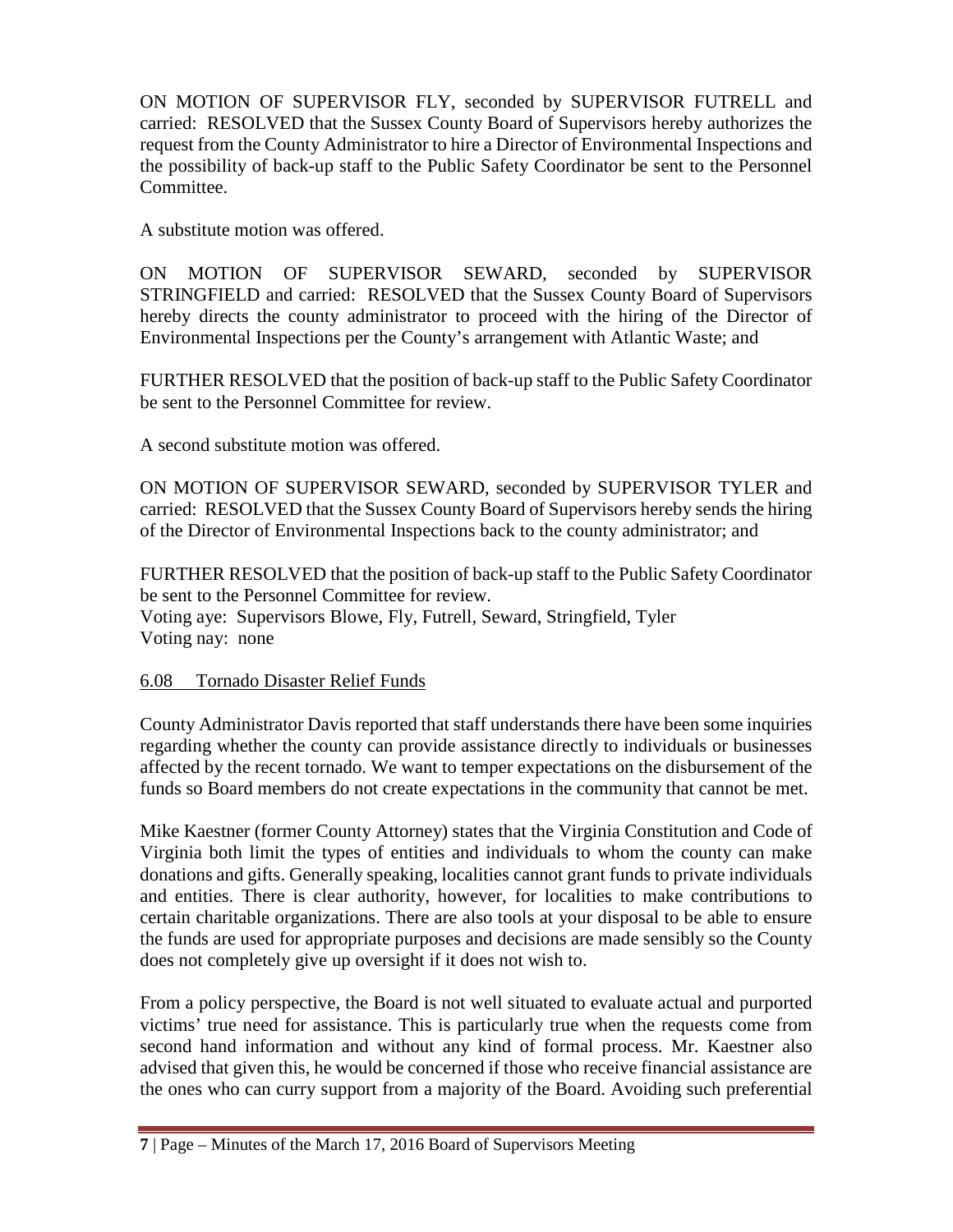ON MOTION OF SUPERVISOR FLY, seconded by SUPERVISOR FUTRELL and carried: RESOLVED that the Sussex County Board of Supervisors hereby authorizes the request from the County Administrator to hire a Director of Environmental Inspections and the possibility of back-up staff to the Public Safety Coordinator be sent to the Personnel Committee.

A substitute motion was offered.

ON MOTION OF SUPERVISOR SEWARD, seconded by SUPERVISOR STRINGFIELD and carried: RESOLVED that the Sussex County Board of Supervisors hereby directs the county administrator to proceed with the hiring of the Director of Environmental Inspections per the County's arrangement with Atlantic Waste; and

FURTHER RESOLVED that the position of back-up staff to the Public Safety Coordinator be sent to the Personnel Committee for review.

A second substitute motion was offered.

ON MOTION OF SUPERVISOR SEWARD, seconded by SUPERVISOR TYLER and carried: RESOLVED that the Sussex County Board of Supervisors hereby sends the hiring of the Director of Environmental Inspections back to the county administrator; and

FURTHER RESOLVED that the position of back-up staff to the Public Safety Coordinator be sent to the Personnel Committee for review.
Voting aye: Supervisors Blowe, Fly, Futrell, Seward, Stringfield, Tyler
Voting nay: none

6.08 Tornado Disaster Relief Funds

County Administrator Davis reported that staff understands there have been some inquiries regarding whether the county can provide assistance directly to individuals or businesses affected by the recent tornado. We want to temper expectations on the disbursement of the funds so Board members do not create expectations in the community that cannot be met.

Mike Kaestner (former County Attorney) states that the Virginia Constitution and Code of Virginia both limit the types of entities and individuals to whom the county can make donations and gifts. Generally speaking, localities cannot grant funds to private individuals and entities. There is clear authority, however, for localities to make contributions to certain charitable organizations. There are also tools at your disposal to be able to ensure the funds are used for appropriate purposes and decisions are made sensibly so the County does not completely give up oversight if it does not wish to.

From a policy perspective, the Board is not well situated to evaluate actual and purported victims' true need for assistance. This is particularly true when the requests come from second hand information and without any kind of formal process. Mr. Kaestner also advised that given this, he would be concerned if those who receive financial assistance are the ones who can curry support from a majority of the Board. Avoiding such preferential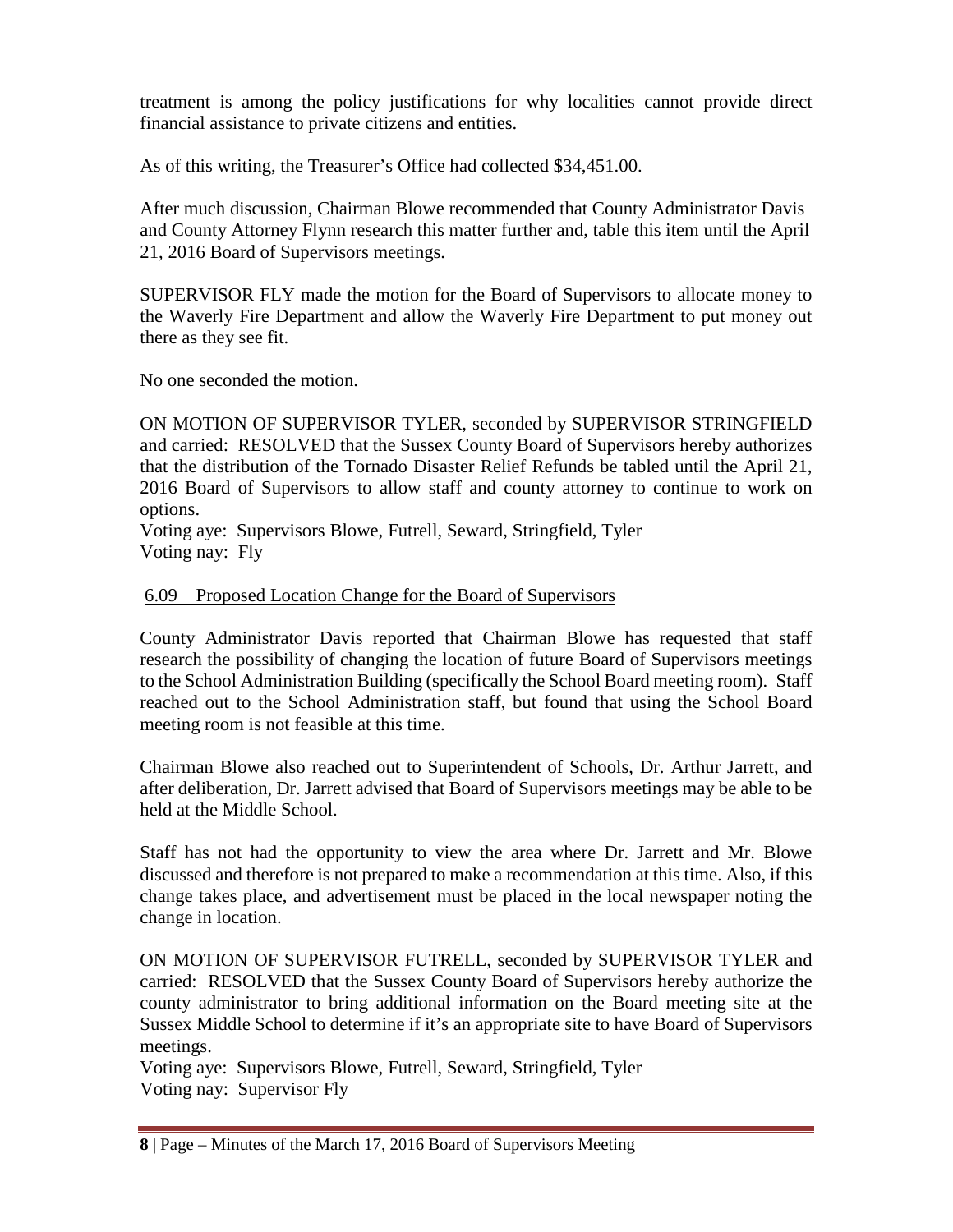treatment is among the policy justifications for why localities cannot provide direct financial assistance to private citizens and entities.

As of this writing, the Treasurer's Office had collected $34,451.00.

After much discussion, Chairman Blowe recommended that County Administrator Davis and County Attorney Flynn research this matter further and, table this item until the April 21, 2016 Board of Supervisors meetings.

SUPERVISOR FLY made the motion for the Board of Supervisors to allocate money to the Waverly Fire Department and allow the Waverly Fire Department to put money out there as they see fit.

No one seconded the motion.

ON MOTION OF SUPERVISOR TYLER, seconded by SUPERVISOR STRINGFIELD and carried: RESOLVED that the Sussex County Board of Supervisors hereby authorizes that the distribution of the Tornado Disaster Relief Refunds be tabled until the April 21, 2016 Board of Supervisors to allow staff and county attorney to continue to work on options.
Voting aye: Supervisors Blowe, Futrell, Seward, Stringfield, Tyler
Voting nay: Fly

6.09 Proposed Location Change for the Board of Supervisors

County Administrator Davis reported that Chairman Blowe has requested that staff research the possibility of changing the location of future Board of Supervisors meetings to the School Administration Building (specifically the School Board meeting room). Staff reached out to the School Administration staff, but found that using the School Board meeting room is not feasible at this time.

Chairman Blowe also reached out to Superintendent of Schools, Dr. Arthur Jarrett, and after deliberation, Dr. Jarrett advised that Board of Supervisors meetings may be able to be held at the Middle School.

Staff has not had the opportunity to view the area where Dr. Jarrett and Mr. Blowe discussed and therefore is not prepared to make a recommendation at this time. Also, if this change takes place, and advertisement must be placed in the local newspaper noting the change in location.

ON MOTION OF SUPERVISOR FUTRELL, seconded by SUPERVISOR TYLER and carried: RESOLVED that the Sussex County Board of Supervisors hereby authorize the county administrator to bring additional information on the Board meeting site at the Sussex Middle School to determine if it's an appropriate site to have Board of Supervisors meetings.
Voting aye: Supervisors Blowe, Futrell, Seward, Stringfield, Tyler
Voting nay: Supervisor Fly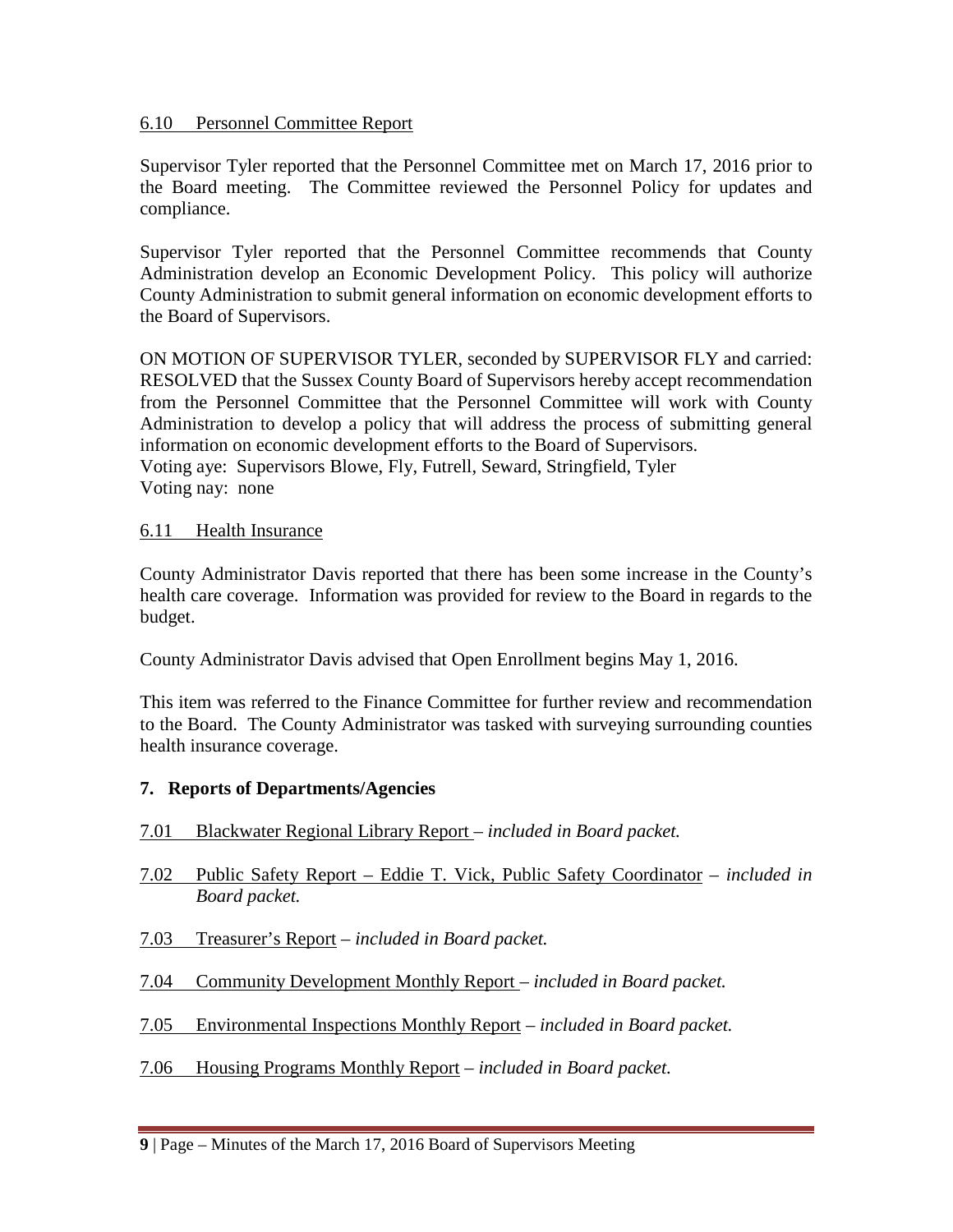6.10 Personnel Committee Report

Supervisor Tyler reported that the Personnel Committee met on March 17, 2016 prior to the Board meeting. The Committee reviewed the Personnel Policy for updates and compliance.

Supervisor Tyler reported that the Personnel Committee recommends that County Administration develop an Economic Development Policy. This policy will authorize County Administration to submit general information on economic development efforts to the Board of Supervisors.

ON MOTION OF SUPERVISOR TYLER, seconded by SUPERVISOR FLY and carried: RESOLVED that the Sussex County Board of Supervisors hereby accept recommendation from the Personnel Committee that the Personnel Committee will work with County Administration to develop a policy that will address the process of submitting general information on economic development efforts to the Board of Supervisors.
Voting aye: Supervisors Blowe, Fly, Futrell, Seward, Stringfield, Tyler
Voting nay: none

6.11 Health Insurance

County Administrator Davis reported that there has been some increase in the County's health care coverage. Information was provided for review to the Board in regards to the budget.

County Administrator Davis advised that Open Enrollment begins May 1, 2016.

This item was referred to the Finance Committee for further review and recommendation to the Board. The County Administrator was tasked with surveying surrounding counties health insurance coverage.

## 7. Reports of Departments/Agencies

7.01 Blackwater Regional Library Report – *included in Board packet.*

7.02 Public Safety Report – Eddie T. Vick, Public Safety Coordinator – *included in Board packet.*

7.03 Treasurer's Report – *included in Board packet.*

7.04 Community Development Monthly Report – *included in Board packet.*

7.05 Environmental Inspections Monthly Report – *included in Board packet.*

7.06 Housing Programs Monthly Report – *included in Board packet.*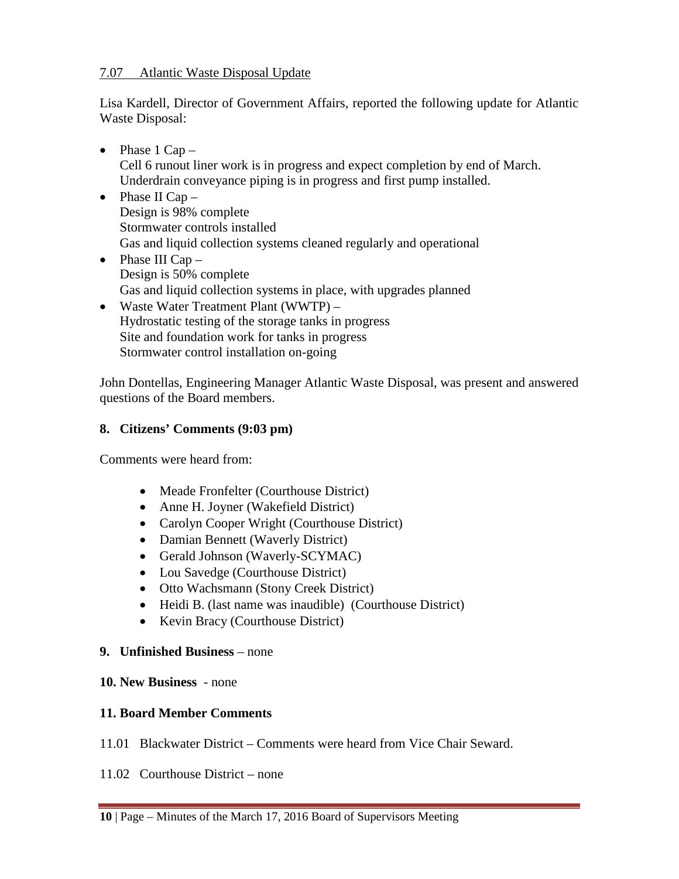7.07 Atlantic Waste Disposal Update

Lisa Kardell, Director of Government Affairs, reported the following update for Atlantic Waste Disposal:

- Phase 1 Cap –
  Cell 6 runout liner work is in progress and expect completion by end of March.
  Underdrain conveyance piping is in progress and first pump installed.
- Phase II Cap –
  Design is 98% complete
  Stormwater controls installed
  Gas and liquid collection systems cleaned regularly and operational
- Phase III Cap –
  Design is 50% complete
  Gas and liquid collection systems in place, with upgrades planned
- Waste Water Treatment Plant (WWTP) –
  Hydrostatic testing of the storage tanks in progress
  Site and foundation work for tanks in progress
  Stormwater control installation on-going

John Dontellas, Engineering Manager Atlantic Waste Disposal, was present and answered questions of the Board members.

**8. Citizens' Comments (9:03 pm)**

Comments were heard from:

- Meade Fronfelter (Courthouse District)
- Anne H. Joyner (Wakefield District)
- Carolyn Cooper Wright (Courthouse District)
- Damian Bennett (Waverly District)
- Gerald Johnson (Waverly-SCYMAC)
- Lou Savedge (Courthouse District)
- Otto Wachsmann (Stony Creek District)
- Heidi B. (last name was inaudible) (Courthouse District)
- Kevin Bracy (Courthouse District)

**9. Unfinished Business** – none

**10. New Business** - none

**11. Board Member Comments**

11.01 Blackwater District – Comments were heard from Vice Chair Seward.

11.02 Courthouse District – none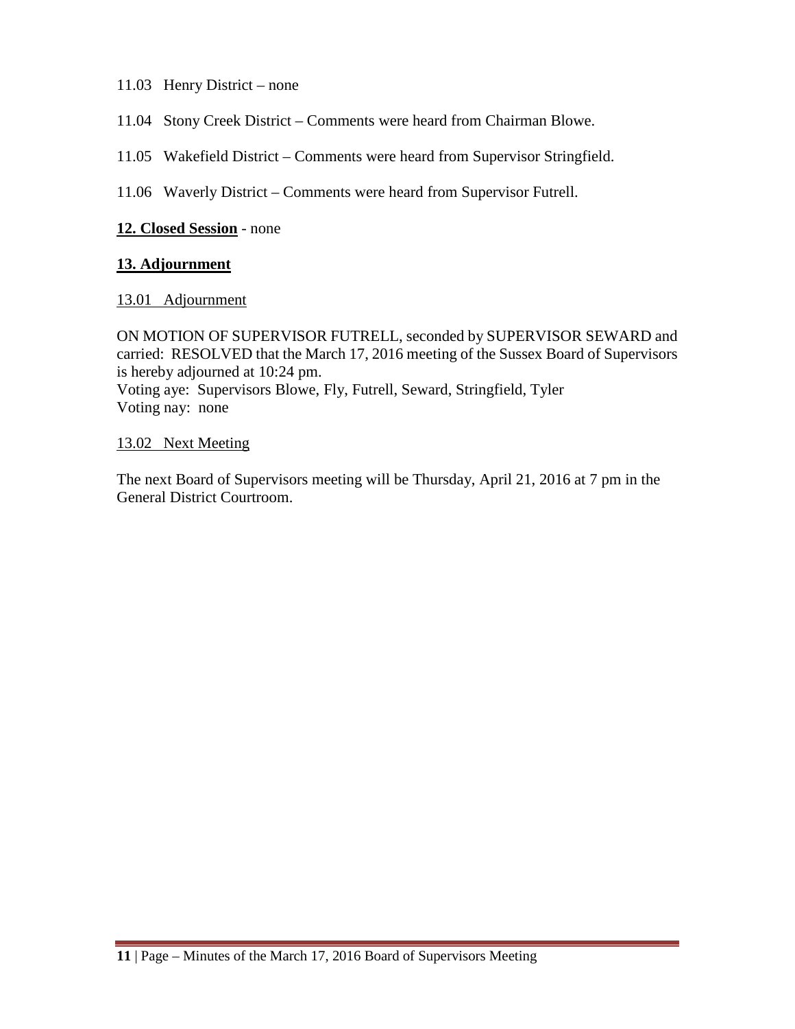11.03 Henry District – none

11.04 Stony Creek District – Comments were heard from Chairman Blowe.

11.05 Wakefield District – Comments were heard from Supervisor Stringfield.

11.06 Waverly District – Comments were heard from Supervisor Futrell.

**12. Closed Session** - none

## 13. Adjournment

13.01 Adjournment

ON MOTION OF SUPERVISOR FUTRELL, seconded by SUPERVISOR SEWARD and carried: RESOLVED that the March 17, 2016 meeting of the Sussex Board of Supervisors is hereby adjourned at 10:24 pm.
Voting aye: Supervisors Blowe, Fly, Futrell, Seward, Stringfield, Tyler
Voting nay: none

13.02 Next Meeting

The next Board of Supervisors meeting will be Thursday, April 21, 2016 at 7 pm in the General District Courtroom.